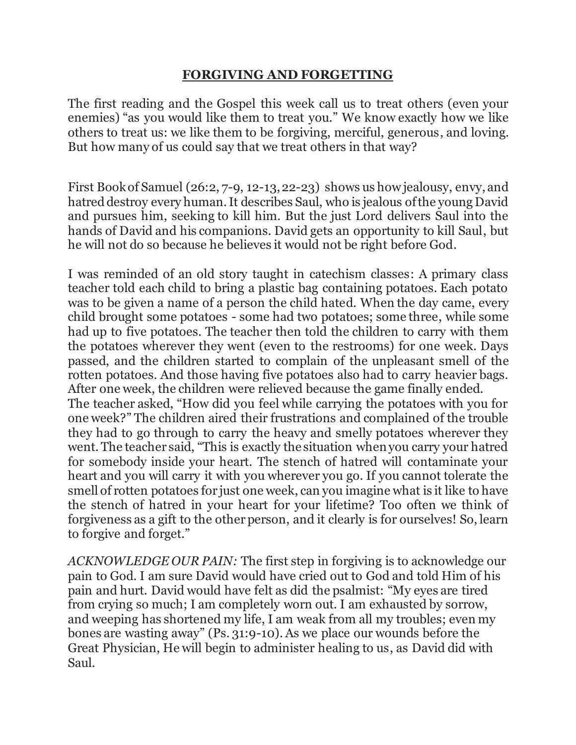# **FORGIVING AND FORGETTING**

The first reading and the Gospel this week call us to treat others (even your enemies) "as you would like them to treat you." We know exactly how we like others to treat us: we like them to be forgiving, merciful, generous, and loving. But how many of us could say that we treat others in that way?

First Book of Samuel (26:2, 7-9, 12-13, 22-23) shows us how jealousy, envy, and hatred destroy every human. It describes Saul, who is jealous of the young David and pursues him, seeking to kill him. But the just Lord delivers Saul into the hands of David and his companions. David gets an opportunity to kill Saul, but he will not do so because he believes it would not be right before God.

I was reminded of an old story taught in catechism classes: A primary class teacher told each child to bring a plastic bag containing potatoes. Each potato was to be given a name of a person the child hated. When the day came, every child brought some potatoes - some had two potatoes; some three, while some had up to five potatoes. The teacher then told the children to carry with them the potatoes wherever they went (even to the restrooms) for one week. Days passed, and the children started to complain of the unpleasant smell of the rotten potatoes. And those having five potatoes also had to carry heavier bags. After one week, the children were relieved because the game finally ended.
The teacher asked, "How did you feel while carrying the potatoes with you for one week?" The children aired their frustrations and complained of the trouble they had to go through to carry the heavy and smelly potatoes wherever they went. The teacher said, "This is exactly the situation when you carry your hatred for somebody inside your heart. The stench of hatred will contaminate your heart and you will carry it with you wherever you go. If you cannot tolerate the smell of rotten potatoes for just one week, can you imagine what is it like to have the stench of hatred in your heart for your lifetime? Too often we think of forgiveness as a gift to the other person, and it clearly is for ourselves! So, learn to forgive and forget."

*ACKNOWLEDGE OUR PAIN:* The first step in forgiving is to acknowledge our pain to God. I am sure David would have cried out to God and told Him of his pain and hurt. David would have felt as did the psalmist: "My eyes are tired from crying so much; I am completely worn out. I am exhausted by sorrow, and weeping has shortened my life, I am weak from all my troubles; even my bones are wasting away" (Ps. 31:9-10). As we place our wounds before the Great Physician, He will begin to administer healing to us, as David did with Saul.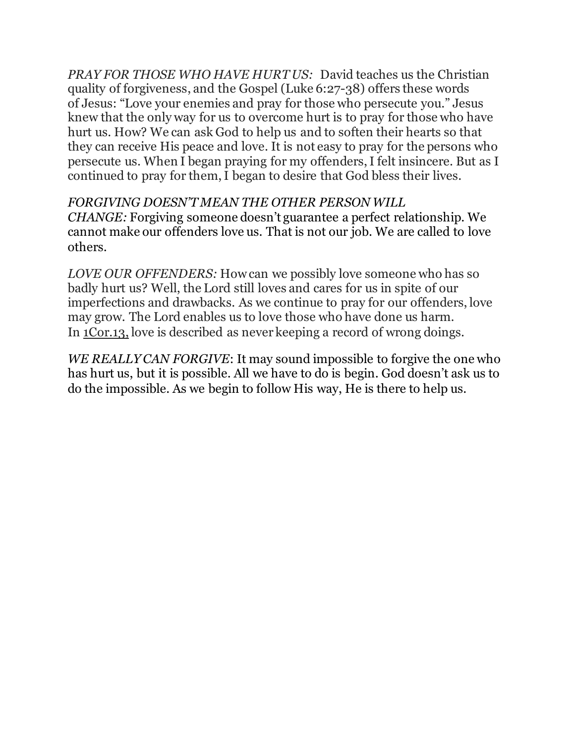*PRAY FOR THOSE WHO HAVE HURT US:* David teaches us the Christian quality of forgiveness, and the Gospel (Luke 6:27-38) offers these words of Jesus: "Love your enemies and pray for those who persecute you." Jesus knew that the only way for us to overcome hurt is to pray for those who have hurt us. How? We can ask God to help us and to soften their hearts so that they can receive His peace and love. It is not easy to pray for the persons who persecute us. When I began praying for my offenders, I felt insincere. But as I continued to pray for them, I began to desire that God bless their lives.

*FORGIVING DOESN'T MEAN THE OTHER PERSON WILL CHANGE:* Forgiving someone doesn't guarantee a perfect relationship. We cannot make our offenders love us. That is not our job. We are called to love others.

*LOVE OUR OFFENDERS:* How can we possibly love someone who has so badly hurt us? Well, the Lord still loves and cares for us in spite of our imperfections and drawbacks. As we continue to pray for our offenders, love may grow. The Lord enables us to love those who have done us harm. In 1Cor.13, love is described as never keeping a record of wrong doings.

*WE REALLY CAN FORGIVE*: It may sound impossible to forgive the one who has hurt us, but it is possible. All we have to do is begin. God doesn't ask us to do the impossible. As we begin to follow His way, He is there to help us.